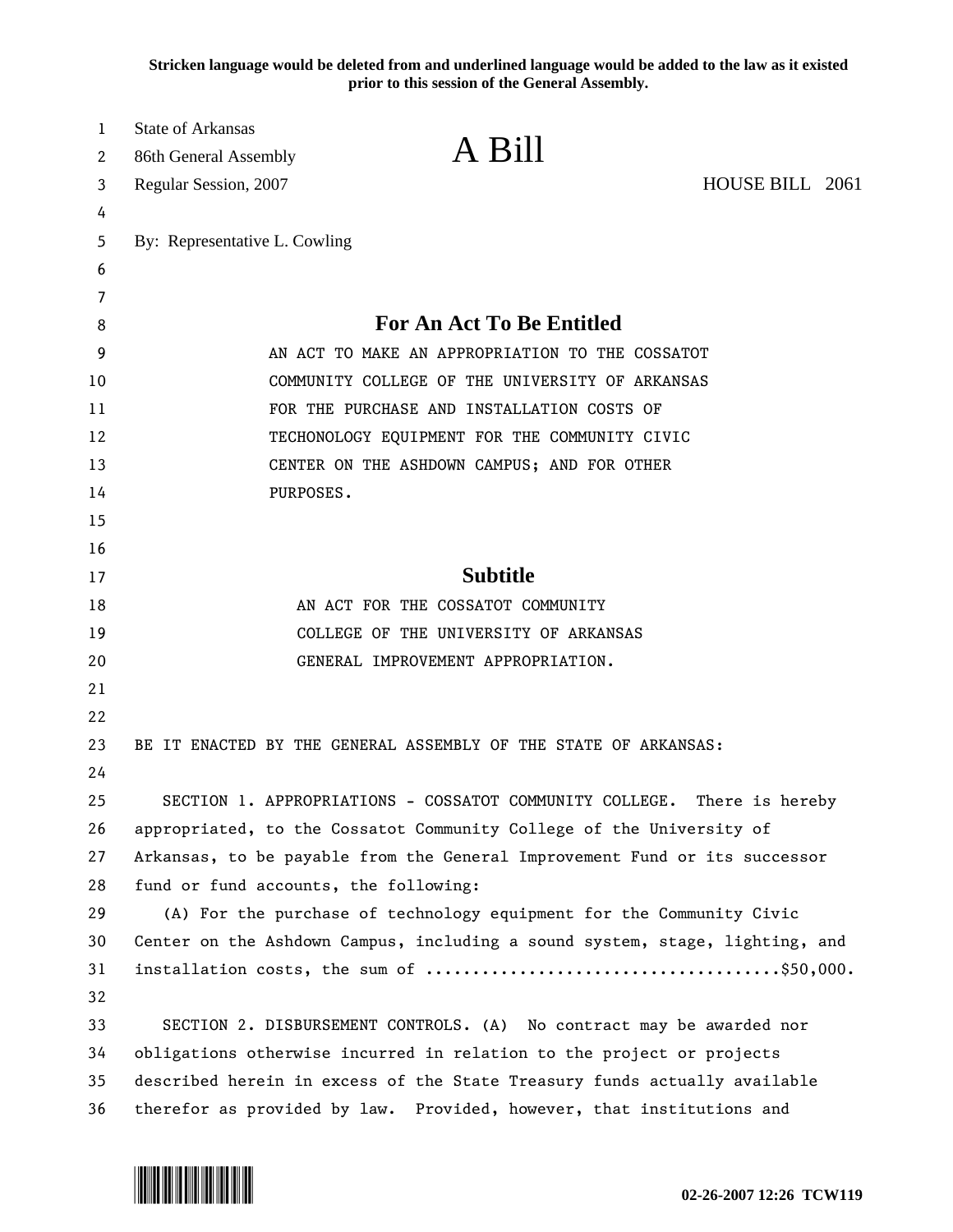Stricken language would be deleted from and underlined language would be added to the law as it existed prior to this session of the General Assembly.

State of Arkansas
86th General Assembly
Regular Session, 2007

# A Bill

HOUSE BILL 2061

By: Representative L. Cowling

## For An Act To Be Entitled

AN ACT TO MAKE AN APPROPRIATION TO THE COSSATOT COMMUNITY COLLEGE OF THE UNIVERSITY OF ARKANSAS FOR THE PURCHASE AND INSTALLATION COSTS OF TECHONOLOGY EQUIPMENT FOR THE COMMUNITY CIVIC CENTER ON THE ASHDOWN CAMPUS; AND FOR OTHER PURPOSES.

## Subtitle

AN ACT FOR THE COSSATOT COMMUNITY COLLEGE OF THE UNIVERSITY OF ARKANSAS GENERAL IMPROVEMENT APPROPRIATION.

BE IT ENACTED BY THE GENERAL ASSEMBLY OF THE STATE OF ARKANSAS:

SECTION 1. APPROPRIATIONS - COSSATOT COMMUNITY COLLEGE. There is hereby appropriated, to the Cossatot Community College of the University of Arkansas, to be payable from the General Improvement Fund or its successor fund or fund accounts, the following:

(A) For the purchase of technology equipment for the Community Civic Center on the Ashdown Campus, including a sound system, stage, lighting, and installation costs, the sum of ....................................$50,000.

SECTION 2. DISBURSEMENT CONTROLS. (A) No contract may be awarded nor obligations otherwise incurred in relation to the project or projects described herein in excess of the State Treasury funds actually available therefor as provided by law. Provided, however, that institutions and

02-26-2007 12:26 TCW119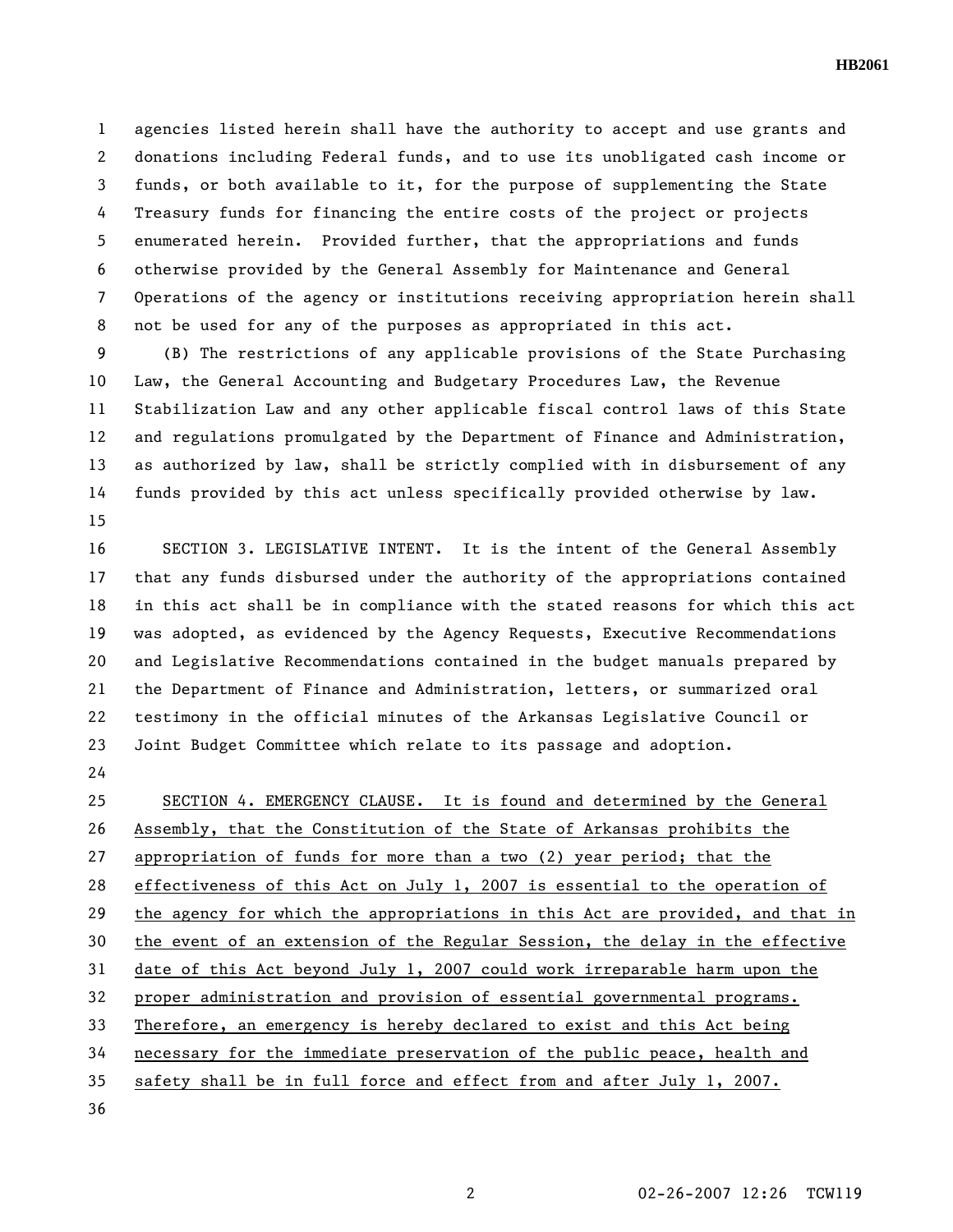agencies listed herein shall have the authority to accept and use grants and donations including Federal funds, and to use its unobligated cash income or funds, or both available to it, for the purpose of supplementing the State Treasury funds for financing the entire costs of the project or projects enumerated herein. Provided further, that the appropriations and funds otherwise provided by the General Assembly for Maintenance and General Operations of the agency or institutions receiving appropriation herein shall not be used for any of the purposes as appropriated in this act.

(B) The restrictions of any applicable provisions of the State Purchasing Law, the General Accounting and Budgetary Procedures Law, the Revenue Stabilization Law and any other applicable fiscal control laws of this State and regulations promulgated by the Department of Finance and Administration, as authorized by law, shall be strictly complied with in disbursement of any funds provided by this act unless specifically provided otherwise by law.

SECTION 3. LEGISLATIVE INTENT. It is the intent of the General Assembly that any funds disbursed under the authority of the appropriations contained in this act shall be in compliance with the stated reasons for which this act was adopted, as evidenced by the Agency Requests, Executive Recommendations and Legislative Recommendations contained in the budget manuals prepared by the Department of Finance and Administration, letters, or summarized oral testimony in the official minutes of the Arkansas Legislative Council or Joint Budget Committee which relate to its passage and adoption.

SECTION 4. EMERGENCY CLAUSE. It is found and determined by the General Assembly, that the Constitution of the State of Arkansas prohibits the appropriation of funds for more than a two (2) year period; that the effectiveness of this Act on July 1, 2007 is essential to the operation of the agency for which the appropriations in this Act are provided, and that in the event of an extension of the Regular Session, the delay in the effective date of this Act beyond July 1, 2007 could work irreparable harm upon the proper administration and provision of essential governmental programs. Therefore, an emergency is hereby declared to exist and this Act being necessary for the immediate preservation of the public peace, health and safety shall be in full force and effect from and after July 1, 2007.